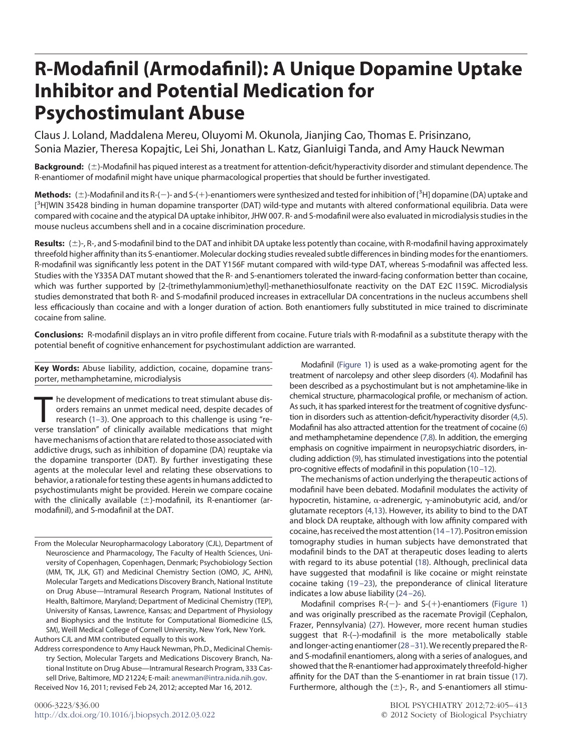# R-Modafinil (Armodafinil): A Unique Dopamine Uptake Inhibitor and Potential Medication for Psychostimulant Abuse

Claus J. Loland, Maddalena Mereu, Oluyomi M. Okunola, Jianjing Cao, Thomas E. Prisinzano, Sonia Mazier, Theresa Kopajtic, Lei Shi, Jonathan L. Katz, Gianluigi Tanda, and Amy Hauck Newman

**Background:** (±)-Modafinil has piqued interest as a treatment for attention-deficit/hyperactivity disorder and stimulant dependence. The R-enantiomer of modafinil might have unique pharmacological properties that should be further investigated.

**Methods:** (±)-Modafinil and its R-(−)- and S-(+)-enantiomers were synthesized and tested for inhibition of [$^3$H] dopamine (DA) uptake and [$^3$H]WIN 35428 binding in human dopamine transporter (DAT) wild-type and mutants with altered conformational equilibria. Data were compared with cocaine and the atypical DA uptake inhibitor, JHW 007. R- and S-modafinil were also evaluated in microdialysis studies in the mouse nucleus accumbens shell and in a cocaine discrimination procedure.

**Results:** (±)-, R-, and S-modafinil bind to the DAT and inhibit DA uptake less potently than cocaine, with R-modafinil having approximately threefold higher affinity than its S-enantiomer. Molecular docking studies revealed subtle differences in binding modes for the enantiomers. R-modafinil was significantly less potent in the DAT Y156F mutant compared with wild-type DAT, whereas S-modafinil was affected less. Studies with the Y335A DAT mutant showed that the R- and S-enantiomers tolerated the inward-facing conformation better than cocaine, which was further supported by [2-(trimethylammonium)ethyl]-methanethiosulfonate reactivity on the DAT E2C I159C. Microdialysis studies demonstrated that both R- and S-modafinil produced increases in extracellular DA concentrations in the nucleus accumbens shell less efficaciously than cocaine and with a longer duration of action. Both enantiomers fully substituted in mice trained to discriminate cocaine from saline.

**Conclusions:** R-modafinil displays an in vitro profile different from cocaine. Future trials with R-modafinil as a substitute therapy with the potential benefit of cognitive enhancement for psychostimulant addiction are warranted.

**Key Words:** Abuse liability, addiction, cocaine, dopamine transporter, methamphetamine, microdialysis

The development of medications to treat stimulant abuse disorders remains an unmet medical need, despite decades of research (1–3). One approach to this challenge is using "reverse translation" of clinically available medications that might have mechanisms of action that are related to those associated with addictive drugs, such as inhibition of dopamine (DA) reuptake via the dopamine transporter (DAT). By further investigating these agents at the molecular level and relating these observations to behavior, a rationale for testing these agents in humans addicted to psychostimulants might be provided. Herein we compare cocaine with the clinically available (±)-modafinil, its R-enantiomer (armodafinil), and S-modafinil at the DAT.

From the Molecular Neuropharmacology Laboratory (CJL), Department of Neuroscience and Pharmacology, The Faculty of Health Sciences, University of Copenhagen, Copenhagen, Denmark; Psychobiology Section (MM, TK, JLK, GT) and Medicinal Chemistry Section (OMO, JC, AHN), Molecular Targets and Medications Discovery Branch, National Institute on Drug Abuse—Intramural Research Program, National Institutes of Health, Baltimore, Maryland; Department of Medicinal Chemistry (TEP), University of Kansas, Lawrence, Kansas; and Department of Physiology and Biophysics and the Institute for Computational Biomedicine (LS, SM), Weill Medical College of Cornell University, New York, New York.

Authors CJL and MM contributed equally to this work.

Address correspondence to Amy Hauck Newman, Ph.D., Medicinal Chemistry Section, Molecular Targets and Medications Discovery Branch, National Institute on Drug Abuse—Intramural Research Program, 333 Cassell Drive, Baltimore, MD 21224; E-mail: anewman@intra.nida.nih.gov.

Received Nov 16, 2011; revised Feb 24, 2012; accepted Mar 16, 2012.

Modafinil (Figure 1) is used as a wake-promoting agent for the treatment of narcolepsy and other sleep disorders (4). Modafinil has been described as a psychostimulant but is not amphetamine-like in chemical structure, pharmacological profile, or mechanism of action. As such, it has sparked interest for the treatment of cognitive dysfunction in disorders such as attention-deficit/hyperactivity disorder (4,5). Modafinil has also attracted attention for the treatment of cocaine (6) and methamphetamine dependence (7,8). In addition, the emerging emphasis on cognitive impairment in neuropsychiatric disorders, including addiction (9), has stimulated investigations into the potential pro-cognitive effects of modafinil in this population (10–12).

The mechanisms of action underlying the therapeutic actions of modafinil have been debated. Modafinil modulates the activity of hypocretin, histamine, α-adrenergic, γ-aminobutyric acid, and/or glutamate receptors (4,13). However, its ability to bind to the DAT and block DA reuptake, although with low affinity compared with cocaine, has received the most attention (14–17). Positron emission tomography studies in human subjects have demonstrated that modafinil binds to the DAT at therapeutic doses leading to alerts with regard to its abuse potential (18). Although, preclinical data have suggested that modafinil is like cocaine or might reinstate cocaine taking (19–23), the preponderance of clinical literature indicates a low abuse liability (24–26).

Modafinil comprises R-(−)- and S-(+)-enantiomers (Figure 1) and was originally prescribed as the racemate Provigil (Cephalon, Frazer, Pennsylvania) (27). However, more recent human studies suggest that R-(–)-modafinil is the more metabolically stable and longer-acting enantiomer (28–31). We recently prepared the R- and S-modafinil enantiomers, along with a series of analogues, and showed that the R-enantiomer had approximately threefold-higher affinity for the DAT than the S-enantiomer in rat brain tissue (17). Furthermore, although the (±)-, R-, and S-enantiomers all stimu-

0006-3223/$36.00
http://dx.doi.org/10.1016/j.biopsych.2012.03.022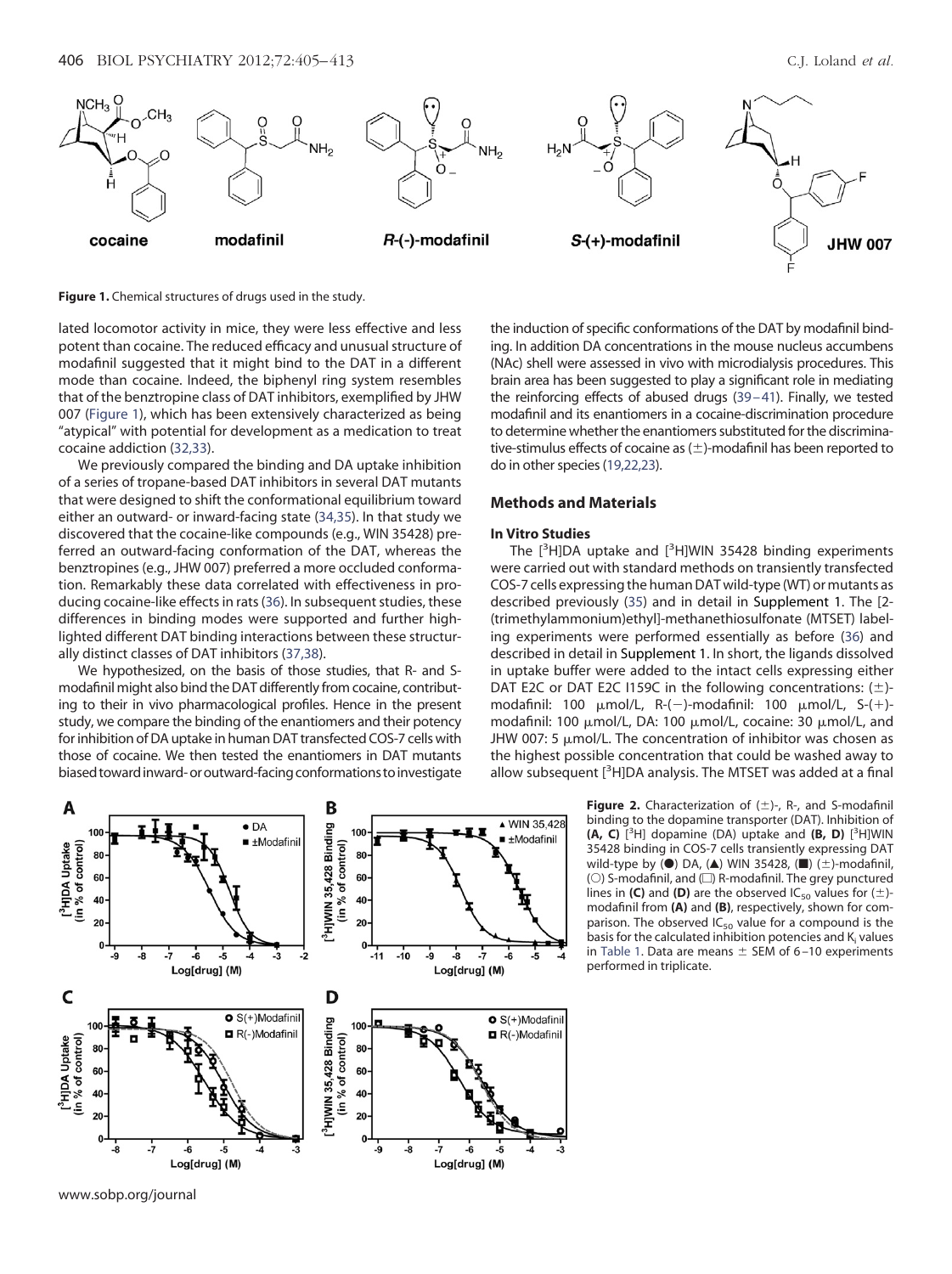**Figure 1.** Chemical structures of drugs used in the study.

lated locomotor activity in mice, they were less effective and less potent than cocaine. The reduced efficacy and unusual structure of modafinil suggested that it might bind to the DAT in a different mode than cocaine. Indeed, the biphenyl ring system resembles that of the benztropine class of DAT inhibitors, exemplified by JHW 007 (Figure 1), which has been extensively characterized as being "atypical" with potential for development as a medication to treat cocaine addiction (32,33).

We previously compared the binding and DA uptake inhibition of a series of tropane-based DAT inhibitors in several DAT mutants that were designed to shift the conformational equilibrium toward either an outward- or inward-facing state (34,35). In that study we discovered that the cocaine-like compounds (e.g., WIN 35428) preferred an outward-facing conformation of the DAT, whereas the benztropines (e.g., JHW 007) preferred a more occluded conformation. Remarkably these data correlated with effectiveness in producing cocaine-like effects in rats (36). In subsequent studies, these differences in binding modes were supported and further highlighted different DAT binding interactions between these structurally distinct classes of DAT inhibitors (37,38).

We hypothesized, on the basis of those studies, that R- and S-modafinil might also bind the DAT differently from cocaine, contributing to their in vivo pharmacological profiles. Hence in the present study, we compare the binding of the enantiomers and their potency for inhibition of DA uptake in human DAT transfected COS-7 cells with those of cocaine. We then tested the enantiomers in DAT mutants biased toward inward- or outward-facing conformations to investigate the induction of specific conformations of the DAT by modafinil binding. In addition DA concentrations in the mouse nucleus accumbens (NAc) shell were assessed in vivo with microdialysis procedures. This brain area has been suggested to play a significant role in mediating the reinforcing effects of abused drugs (39–41). Finally, we tested modafinil and its enantiomers in a cocaine-discrimination procedure to determine whether the enantiomers substituted for the discriminative-stimulus effects of cocaine as (±)-modafinil has been reported to do in other species (19,22,23).

## Methods and Materials

### In Vitro Studies

The [$^3$H]DA uptake and [$^3$H]WIN 35428 binding experiments were carried out with standard methods on transiently transfected COS-7 cells expressing the human DAT wild-type (WT) or mutants as described previously (35) and in detail in Supplement 1. The [2-(trimethylammonium)ethyl]-methanethiosulfonate (MTSET) labeling experiments were performed essentially as before (36) and described in detail in Supplement 1. In short, the ligands dissolved in uptake buffer were added to the intact cells expressing either DAT E2C or DAT E2C I159C in the following concentrations: (±)-modafinil: 100 μmol/L, R-(−)-modafinil: 100 μmol/L, S-(+)-modafinil: 100 μmol/L, DA: 100 μmol/L, cocaine: 30 μmol/L, and JHW 007: 5 μmol/L. The concentration of inhibitor was chosen as the highest possible concentration that could be washed away to allow subsequent [$^3$H]DA analysis. The MTSET was added at a final

**Figure 2.** Characterization of (±)-, R-, and S-modafinil binding to the dopamine transporter (DAT). Inhibition of **(A, C)** [$^3$H] dopamine (DA) uptake and **(B, D)** [$^3$H]WIN 35428 binding in COS-7 cells transiently expressing DAT wild-type by (●) DA, (▲) WIN 35428, (■) (±)-modafinil, (○) S-modafinil, and (□) R-modafinil. The grey punctured lines in **(C)** and **(D)** are the observed $IC_{50}$ values for (±)-modafinil from **(A)** and **(B)**, respectively, shown for comparison. The observed $IC_{50}$ value for a compound is the basis for the calculated inhibition potencies and $K_i$ values in Table 1. Data are means ± SEM of 6–10 experiments performed in triplicate.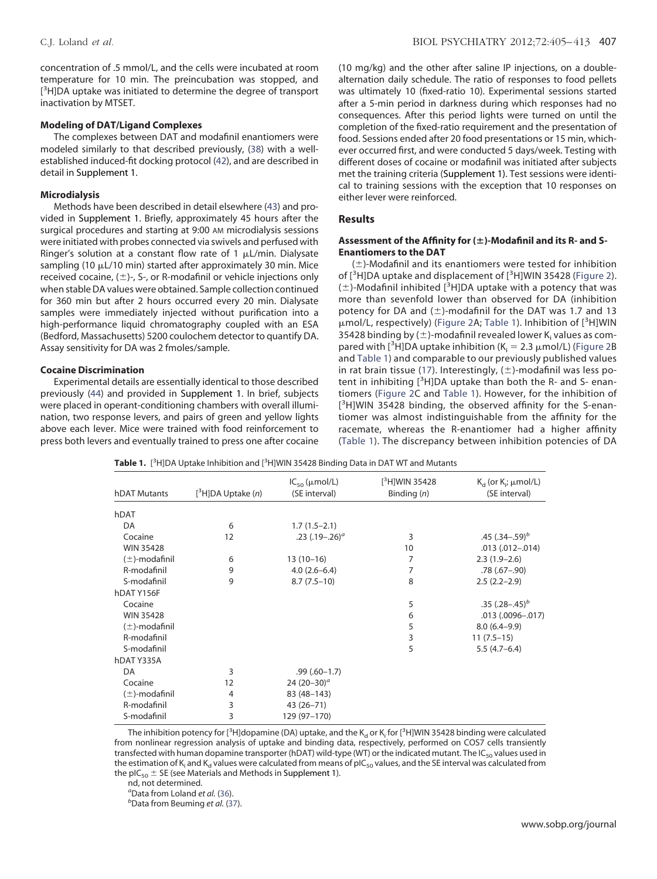concentration of .5 mmol/L, and the cells were incubated at room temperature for 10 min. The preincubation was stopped, and [$^3$H]DA uptake was initiated to determine the degree of transport inactivation by MTSET.

#### Modeling of DAT/Ligand Complexes

The complexes between DAT and modafinil enantiomers were modeled similarly to that described previously, (38) with a well-established induced-fit docking protocol (42), and are described in detail in Supplement 1.

#### Microdialysis

Methods have been described in detail elsewhere (43) and provided in Supplement 1. Briefly, approximately 45 hours after the surgical procedures and starting at 9:00 AM microdialysis sessions were initiated with probes connected via swivels and perfused with Ringer's solution at a constant flow rate of 1 μL/min. Dialysate sampling (10 μL/10 min) started after approximately 30 min. Mice received cocaine, (±)-, S-, or R-modafinil or vehicle injections only when stable DA values were obtained. Sample collection continued for 360 min but after 2 hours occurred every 20 min. Dialysate samples were immediately injected without purification into a high-performance liquid chromatography coupled with an ESA (Bedford, Massachusetts) 5200 coulochem detector to quantify DA. Assay sensitivity for DA was 2 fmoles/sample.

#### Cocaine Discrimination

Experimental details are essentially identical to those described previously (44) and provided in Supplement 1. In brief, subjects were placed in operant-conditioning chambers with overall illumination, two response levers, and pairs of green and yellow lights above each lever. Mice were trained with food reinforcement to press both levers and eventually trained to press one after cocaine (10 mg/kg) and the other after saline IP injections, on a double-alternation daily schedule. The ratio of responses to food pellets was ultimately 10 (fixed-ratio 10). Experimental sessions started after a 5-min period in darkness during which responses had no consequences. After this period lights were turned on until the completion of the fixed-ratio requirement and the presentation of food. Sessions ended after 20 food presentations or 15 min, whichever occurred first, and were conducted 5 days/week. Testing with different doses of cocaine or modafinil was initiated after subjects met the training criteria (Supplement 1). Test sessions were identical to training sessions with the exception that 10 responses on either lever were reinforced.

## Results

#### Assessment of the Affinity for (±)-Modafinil and its R- and S-Enantiomers to the DAT

(±)-Modafinil and its enantiomers were tested for inhibition of [$^3$H]DA uptake and displacement of [$^3$H]WIN 35428 (Figure 2). (±)-Modafinil inhibited [$^3$H]DA uptake with a potency that was more than sevenfold lower than observed for DA (inhibition potency for DA and (±)-modafinil for the DAT was 1.7 and 13 μmol/L, respectively) (Figure 2A; Table 1). Inhibition of [$^3$H]WIN 35428 binding by (±)-modafinil revealed lower $K_i$ values as compared with [$^3$H]DA uptake inhibition ($K_i$ = 2.3 μmol/L) (Figure 2B and Table 1) and comparable to our previously published values in rat brain tissue (17). Interestingly, (±)-modafinil was less potent in inhibiting [$^3$H]DA uptake than both the R- and S- enantiomers (Figure 2C and Table 1). However, for the inhibition of [$^3$H]WIN 35428 binding, the observed affinity for the S-enantiomer was almost indistinguishable from the affinity for the racemate, whereas the R-enantiomer had a higher affinity (Table 1). The discrepancy between inhibition potencies of DA

**Table 1.** [$^3$H]DA Uptake Inhibition and [$^3$H]WIN 35428 Binding Data in DAT WT and Mutants

| hDAT Mutants | [$^3$H]DA Uptake (n) | $IC_{50}$ (μmol/L) (SE interval) | [$^3$H]WIN 35428 Binding (n) | $K_d$ (or $K_i$; μmol/L) (SE interval) |
|---|---|---|---|---|
| hDAT | | | | |
| DA | 6 | 1.7 (1.5–2.1) | | |
| Cocaine | 12 | .23 (.19–.26)[a] | 3 | .45 (.34–.59)[b] |
| WIN 35428 | | | 10 | .013 (.012–.014) |
| (±)-modafinil | 6 | 13 (10–16) | 7 | 2.3 (1.9–2.6) |
| R-modafinil | 9 | 4.0 (2.6–6.4) | 7 | .78 (.67–.90) |
| S-modafinil | 9 | 8.7 (7.5–10) | 8 | 2.5 (2.2–2.9) |
| hDAT Y156F | | | | |
| Cocaine | | | 5 | .35 (.28–.45)[b] |
| WIN 35428 | | | 6 | .013 (.0096–.017) |
| (±)-modafinil | | | 5 | 8.0 (6.4–9.9) |
| R-modafinil | | | 3 | 11 (7.5–15) |
| S-modafinil | | | 5 | 5.5 (4.7–6.4) |
| hDAT Y335A | | | | |
| DA | 3 | .99 (.60–1.7) | | |
| Cocaine | 12 | 24 (20–30)[a] | | |
| (±)-modafinil | 4 | 83 (48–143) | | |
| R-modafinil | 3 | 43 (26–71) | | |
| S-modafinil | 3 | 129 (97–170) | | |

The inhibition potency for [$^3$H]dopamine (DA) uptake, and the $K_d$ or $K_i$ for [$^3$H]WIN 35428 binding were calculated from nonlinear regression analysis of uptake and binding data, respectively, performed on COS7 cells transiently transfected with human dopamine transporter (hDAT) wild-type (WT) or the indicated mutant. The $IC_{50}$ values used in the estimation of $K_i$ and $K_d$ values were calculated from means of $pIC_{50}$ values, and the SE interval was calculated from the $pIC_{50}$ ± SE (see Materials and Methods in Supplement 1).

nd, not determined.

[a]Data from Loland *et al.* (36).

[b]Data from Beuming *et al.* (37).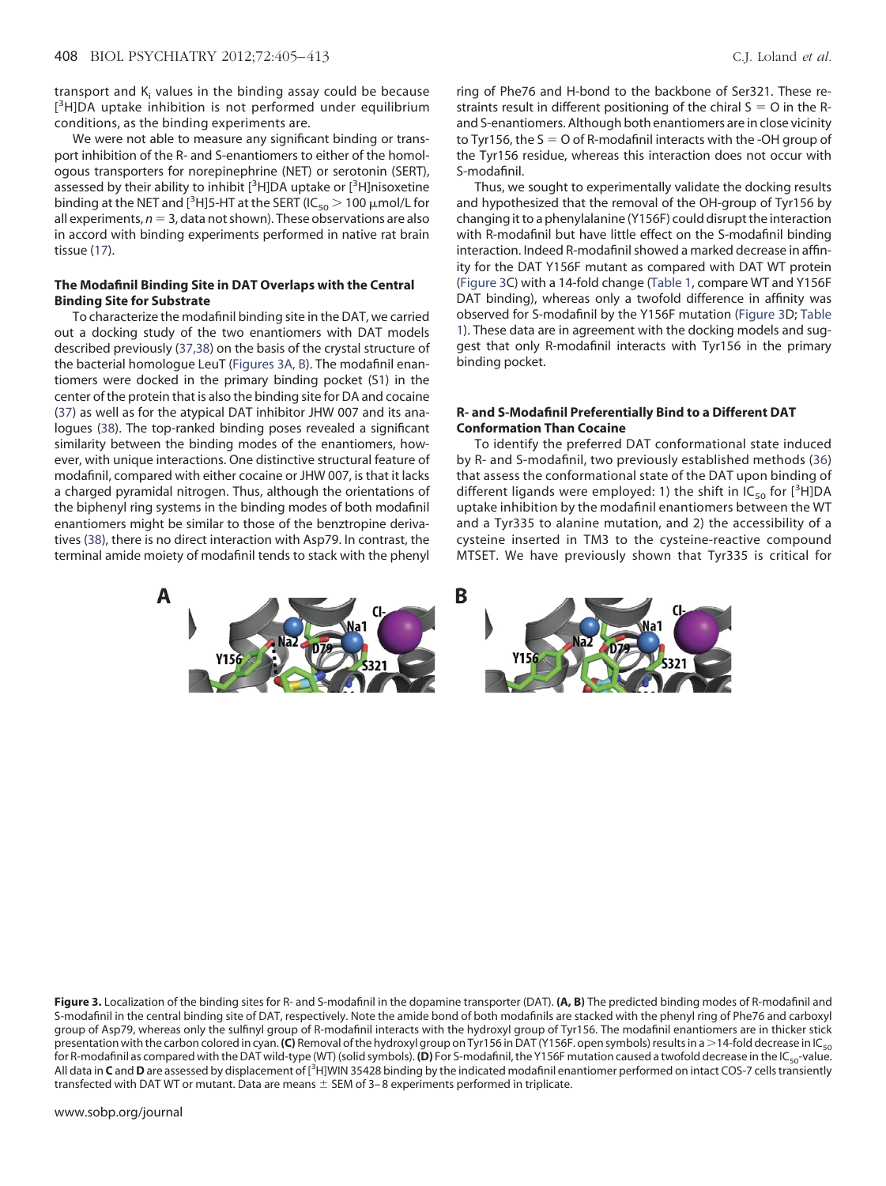transport and $K_i$ values in the binding assay could be because [$^3$H]DA uptake inhibition is not performed under equilibrium conditions, as the binding experiments are.

We were not able to measure any significant binding or transport inhibition of the R- and S-enantiomers to either of the homologous transporters for norepinephrine (NET) or serotonin (SERT), assessed by their ability to inhibit [$^3$H]DA uptake or [$^3$H]nisoxetine binding at the NET and [$^3$H]5-HT at the SERT ($IC_{50} > 100$ μmol/L for all experiments, $n = 3$, data not shown). These observations are also in accord with binding experiments performed in native rat brain tissue (17).

### The Modafinil Binding Site in DAT Overlaps with the Central Binding Site for Substrate

To characterize the modafinil binding site in the DAT, we carried out a docking study of the two enantiomers with DAT models described previously (37,38) on the basis of the crystal structure of the bacterial homologue LeuT (Figures 3A, B). The modafinil enantiomers were docked in the primary binding pocket (S1) in the center of the protein that is also the binding site for DA and cocaine (37) as well as for the atypical DAT inhibitor JHW 007 and its analogues (38). The top-ranked binding poses revealed a significant similarity between the binding modes of the enantiomers, however, with unique interactions. One distinctive structural feature of modafinil, compared with either cocaine or JHW 007, is that it lacks a charged pyramidal nitrogen. Thus, although the orientations of the biphenyl ring systems in the binding modes of both modafinil enantiomers might be similar to those of the benztropine derivatives (38), there is no direct interaction with Asp79. In contrast, the terminal amide moiety of modafinil tends to stack with the phenyl ring of Phe76 and H-bond to the backbone of Ser321. These restraints result in different positioning of the chiral S = O in the R- and S-enantiomers. Although both enantiomers are in close vicinity to Tyr156, the S = O of R-modafinil interacts with the -OH group of the Tyr156 residue, whereas this interaction does not occur with S-modafinil.

Thus, we sought to experimentally validate the docking results and hypothesized that the removal of the OH-group of Tyr156 by changing it to a phenylalanine (Y156F) could disrupt the interaction with R-modafinil but have little effect on the S-modafinil binding interaction. Indeed R-modafinil showed a marked decrease in affinity for the DAT Y156F mutant as compared with DAT WT protein (Figure 3C) with a 14-fold change (Table 1, compare WT and Y156F DAT binding), whereas only a twofold difference in affinity was observed for S-modafinil by the Y156F mutation (Figure 3D; Table 1). These data are in agreement with the docking models and suggest that only R-modafinil interacts with Tyr156 in the primary binding pocket.

### R- and S-Modafinil Preferentially Bind to a Different DAT Conformation Than Cocaine

To identify the preferred DAT conformational state induced by R- and S-modafinil, two previously established methods (36) that assess the conformational state of the DAT upon binding of different ligands were employed: 1) the shift in $IC_{50}$ for [$^3$H]DA uptake inhibition by the modafinil enantiomers between the WT and a Tyr335 to alanine mutation, and 2) the accessibility of a cysteine inserted in TM3 to the cysteine-reactive compound MTSET. We have previously shown that Tyr335 is critical for

**Figure 3.** Localization of the binding sites for R- and S-modafinil in the dopamine transporter (DAT). **(A, B)** The predicted binding modes of R-modafinil and S-modafinil in the central binding site of DAT, respectively. Note the amide bond of both modafinils are stacked with the phenyl ring of Phe76 and carboxyl group of Asp79, whereas only the sulfinyl group of R-modafinil interacts with the hydroxyl group of Tyr156. The modafinil enantiomers are in thicker stick presentation with the carbon colored in cyan. **(C)** Removal of the hydroxyl group on Tyr156 in DAT (Y156F. open symbols) results in a >14-fold decrease in $IC_{50}$ for R-modafinil as compared with the DAT wild-type (WT) (solid symbols). **(D)** For S-modafinil, the Y156F mutation caused a twofold decrease in the $IC_{50}$-value. All data in **C** and **D** are assessed by displacement of [$^3$H]WIN 35428 binding by the indicated modafinil enantiomer performed on intact COS-7 cells transiently transfected with DAT WT or mutant. Data are means ± SEM of 3–8 experiments performed in triplicate.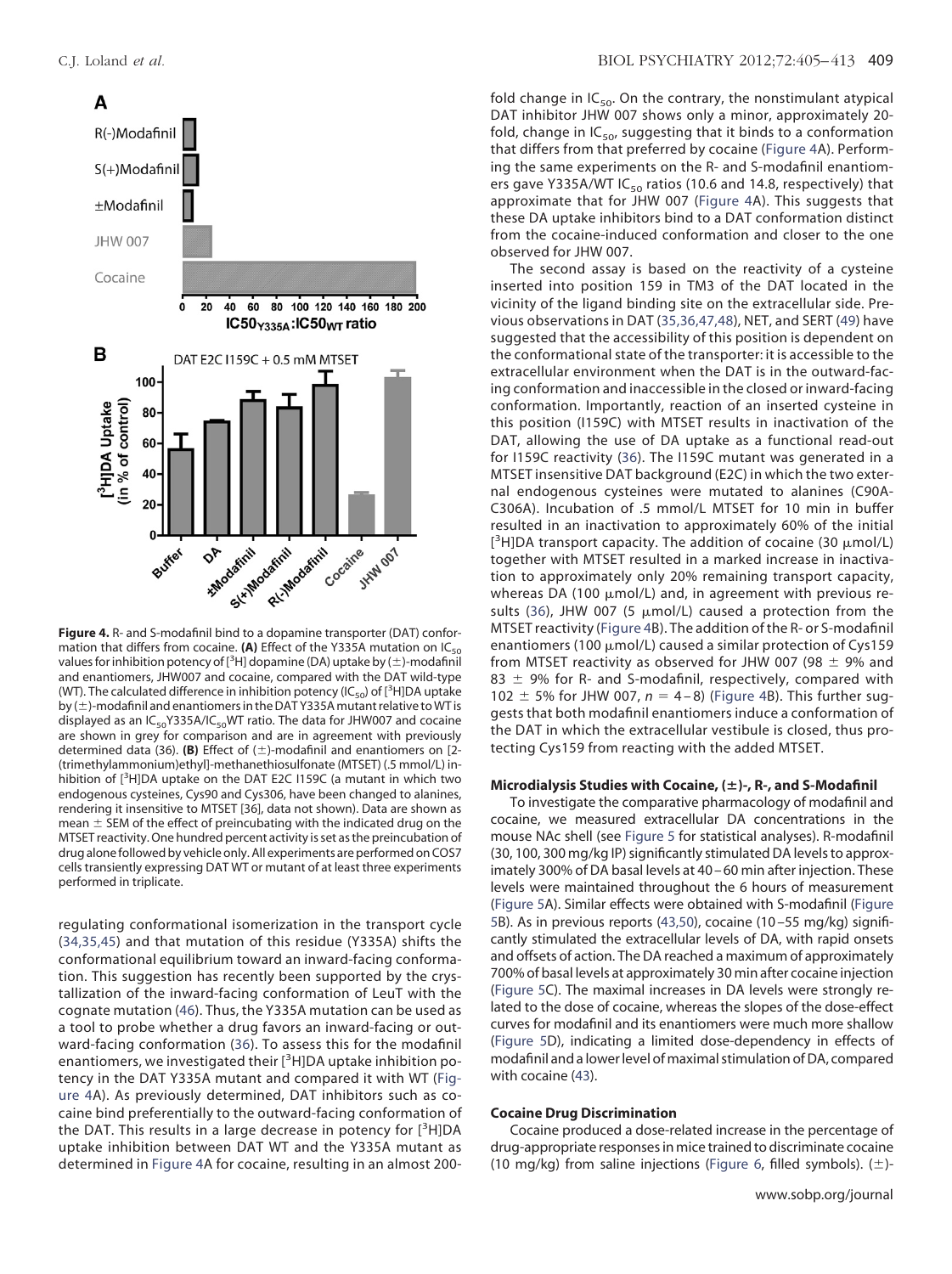**Figure 4.** R- and S-modafinil bind to a dopamine transporter (DAT) conformation that differs from cocaine. **(A)** Effect of the Y335A mutation on $IC_{50}$ values for inhibition potency of [$^3$H] dopamine (DA) uptake by (±)-modafinil and enantiomers, JHW007 and cocaine, compared with the DAT wild-type (WT). The calculated difference in inhibition potency ($IC_{50}$) of [$^3$H]DA uptake by (±)-modafinil and enantiomers in the DAT Y335A mutant relative to WT is displayed as an $IC_{50}$Y335A/$IC_{50}$WT ratio. The data for JHW007 and cocaine are shown in grey for comparison and are in agreement with previously determined data (36). **(B)** Effect of (±)-modafinil and enantiomers on [2-(trimethylammonium)ethyl]-methanethiosulfonate (MTSET) (.5 mmol/L) inhibition of [$^3$H]DA uptake on the DAT E2C I159C (a mutant in which two endogenous cysteines, Cys90 and Cys306, have been changed to alanines, rendering it insensitive to MTSET [36], data not shown). Data are shown as mean ± SEM of the effect of preincubating with the indicated drug on the MTSET reactivity. One hundred percent activity is set as the preincubation of drug alone followed by vehicle only. All experiments are performed on COS7 cells transiently expressing DAT WT or mutant of at least three experiments performed in triplicate.

regulating conformational isomerization in the transport cycle (34,35,45) and that mutation of this residue (Y335A) shifts the conformational equilibrium toward an inward-facing conformation. This suggestion has recently been supported by the crystallization of the inward-facing conformation of LeuT with the cognate mutation (46). Thus, the Y335A mutation can be used as a tool to probe whether a drug favors an inward-facing or outward-facing conformation (36). To assess this for the modafinil enantiomers, we investigated their [$^3$H]DA uptake inhibition potency in the DAT Y335A mutant and compared it with WT (Figure 4A). As previously determined, DAT inhibitors such as cocaine bind preferentially to the outward-facing conformation of the DAT. This results in a large decrease in potency for [$^3$H]DA uptake inhibition between DAT WT and the Y335A mutant as determined in Figure 4A for cocaine, resulting in an almost 200-fold change in $IC_{50}$. On the contrary, the nonstimulant atypical DAT inhibitor JHW 007 shows only a minor, approximately 20-fold, change in $IC_{50}$, suggesting that it binds to a conformation that differs from that preferred by cocaine (Figure 4A). Performing the same experiments on the R- and S-modafinil enantiomers gave Y335A/WT $IC_{50}$ ratios (10.6 and 14.8, respectively) that approximate that for JHW 007 (Figure 4A). This suggests that these DA uptake inhibitors bind to a DAT conformation distinct from the cocaine-induced conformation and closer to the one observed for JHW 007.

The second assay is based on the reactivity of a cysteine inserted into position 159 in TM3 of the DAT located in the vicinity of the ligand binding site on the extracellular side. Previous observations in DAT (35,36,47,48), NET, and SERT (49) have suggested that the accessibility of this position is dependent on the conformational state of the transporter: it is accessible to the extracellular environment when the DAT is in the outward-facing conformation and inaccessible in the closed or inward-facing conformation. Importantly, reaction of an inserted cysteine in this position (I159C) with MTSET results in inactivation of the DAT, allowing the use of DA uptake as a functional read-out for I159C reactivity (36). The I159C mutant was generated in a MTSET insensitive DAT background (E2C) in which the two external endogenous cysteines were mutated to alanines (C90A-C306A). Incubation of .5 mmol/L MTSET for 10 min in buffer resulted in an inactivation to approximately 60% of the initial [$^3$H]DA transport capacity. The addition of cocaine (30 μmol/L) together with MTSET resulted in a marked increase in inactivation to approximately only 20% remaining transport capacity, whereas DA (100 μmol/L) and, in agreement with previous results (36), JHW 007 (5 μmol/L) caused a protection from the MTSET reactivity (Figure 4B). The addition of the R- or S-modafinil enantiomers (100 μmol/L) caused a similar protection of Cys159 from MTSET reactivity as observed for JHW 007 (98 ± 9% and 83 ± 9% for R- and S-modafinil, respectively, compared with 102 ± 5% for JHW 007, $n$ = 4–8) (Figure 4B). This further suggests that both modafinil enantiomers induce a conformation of the DAT in which the extracellular vestibule is closed, thus protecting Cys159 from reacting with the added MTSET.

### Microdialysis Studies with Cocaine, (±)-, R-, and S-Modafinil

To investigate the comparative pharmacology of modafinil and cocaine, we measured extracellular DA concentrations in the mouse NAc shell (see Figure 5 for statistical analyses). R-modafinil (30, 100, 300 mg/kg IP) significantly stimulated DA levels to approximately 300% of DA basal levels at 40–60 min after injection. These levels were maintained throughout the 6 hours of measurement (Figure 5A). Similar effects were obtained with S-modafinil (Figure 5B). As in previous reports (43,50), cocaine (10–55 mg/kg) significantly stimulated the extracellular levels of DA, with rapid onsets and offsets of action. The DA reached a maximum of approximately 700% of basal levels at approximately 30 min after cocaine injection (Figure 5C). The maximal increases in DA levels were strongly related to the dose of cocaine, whereas the slopes of the dose-effect curves for modafinil and its enantiomers were much more shallow (Figure 5D), indicating a limited dose-dependency in effects of modafinil and a lower level of maximal stimulation of DA, compared with cocaine (43).

### Cocaine Drug Discrimination

Cocaine produced a dose-related increase in the percentage of drug-appropriate responses in mice trained to discriminate cocaine (10 mg/kg) from saline injections (Figure 6, filled symbols). (±)-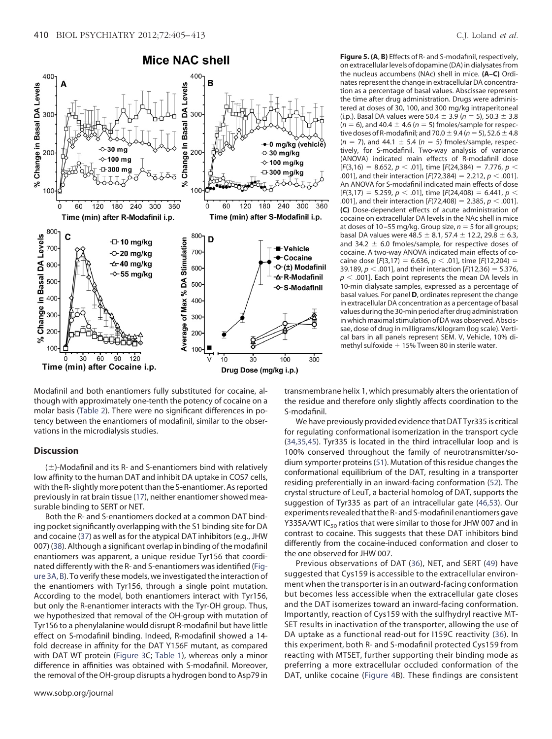**Figure 5. (A, B)** Effects of R- and S-modafinil, respectively, on extracellular levels of dopamine (DA) in dialysates from the nucleus accumbens (NAc) shell in mice. **(A–C)** Ordinates represent the change in extracellular DA concentration as a percentage of basal values. Abscissae represent the time after drug administration. Drugs were administered at doses of 30, 100, and 300 mg/kg intraperitoneal (i.p.). Basal DA values were 50.4 ± 3.9 ($n = 5$), 50.3 ± 3.8 ($n = 6$), and 40.4 ± 4.6 ($n = 5$) fmoles/sample for respective doses of R-modafinil; and 70.0 ± 9.4 ($n = 5$), 52.6 ± 4.8 ($n = 7$), and 44.1 ± 5.4 ($n = 5$) fmoles/sample, respectively, for S-modafinil. Two-way analysis of variance (ANOVA) indicated main effects of R-modafinil dose [$F(3,16) = 8.652$, $p < .01$], time [$F(24,384) = 7.776$, $p < .001$], and their interaction [$F(72,384) = 2.212$, $p < .001$]. An ANOVA for S-modafinil indicated main effects of dose [$F(3,17) = 5.259$, $p < .01$], time [$F(24,408) = 6.441$, $p < .001$], and their interaction [$F(72,408) = 2.385$, $p < .001$]. **(C)** Dose-dependent effects of acute administration of cocaine on extracellular DA levels in the NAc shell in mice at doses of 10–55 mg/kg. Group size, $n = 5$ for all groups; basal DA values were 48.5 ± 8.1, 57.4 ± 12.2, 29.8 ± 6.3, and 34.2 ± 6.0 fmoles/sample, for respective doses of cocaine. A two-way ANOVA indicated main effects of cocaine dose [$F(3,17) = 6.636$, $p < .01$], time [$F(12,204) = 39.189$, $p < .001$], and their interaction [$F(12,36) = 5.376$, $p < .001$]. Each point represents the mean DA levels in 10-min dialysate samples, expressed as a percentage of basal values. For panel **D**, ordinates represent the change in extracellular DA concentration as a percentage of basal values during the 30-min period after drug administration in which maximal stimulation of DA was observed. Abscissae, dose of drug in milligrams/kilogram (log scale). Vertical bars in all panels represent SEM. V, Vehicle, 10% dimethyl sulfoxide + 15% Tween 80 in sterile water.

Modafinil and both enantiomers fully substituted for cocaine, although with approximately one-tenth the potency of cocaine on a molar basis (Table 2). There were no significant differences in potency between the enantiomers of modafinil, similar to the observations in the microdialysis studies.

## Discussion

(±)-Modafinil and its R- and S-enantiomers bind with relatively low affinity to the human DAT and inhibit DA uptake in COS7 cells, with the R- slightly more potent than the S-enantiomer. As reported previously in rat brain tissue (17), neither enantiomer showed measurable binding to SERT or NET.

Both the R- and S-enantiomers docked at a common DAT binding pocket significantly overlapping with the S1 binding site for DA and cocaine (37) as well as for the atypical DAT inhibitors (e.g., JHW 007) (38). Although a significant overlap in binding of the modafinil enantiomers was apparent, a unique residue Tyr156 that coordinated differently with the R- and S-enantiomers was identified (Figure 3A, B). To verify these models, we investigated the interaction of the enantiomers with Tyr156, through a single point mutation. According to the model, both enantiomers interact with Tyr156, but only the R-enantiomer interacts with the Tyr-OH group. Thus, we hypothesized that removal of the OH-group with mutation of Tyr156 to a phenylalanine would disrupt R-modafinil but have little effect on S-modafinil binding. Indeed, R-modafinil showed a 14-fold decrease in affinity for the DAT Y156F mutant, as compared with DAT WT protein (Figure 3C; Table 1), whereas only a minor difference in affinities was obtained with S-modafinil. Moreover, the removal of the OH-group disrupts a hydrogen bond to Asp79 in transmembrane helix 1, which presumably alters the orientation of the residue and therefore only slightly affects coordination to the S-modafinil.

We have previously provided evidence that DAT Tyr335 is critical for regulating conformational isomerization in the transport cycle (34,35,45). Tyr335 is located in the third intracellular loop and is 100% conserved throughout the family of neurotransmitter/sodium symporter proteins (51). Mutation of this residue changes the conformational equilibrium of the DAT, resulting in a transporter residing preferentially in an inward-facing conformation (52). The crystal structure of LeuT, a bacterial homolog of DAT, supports the suggestion of Tyr335 as part of an intracellular gate (46,53). Our experiments revealed that the R- and S-modafinil enantiomers gave Y335A/WT $IC_{50}$ ratios that were similar to those for JHW 007 and in contrast to cocaine. This suggests that these DAT inhibitors bind differently from the cocaine-induced conformation and closer to the one observed for JHW 007.

Previous observations of DAT (36), NET, and SERT (49) have suggested that Cys159 is accessible to the extracellular environment when the transporter is in an outward-facing conformation but becomes less accessible when the extracellular gate closes and the DAT isomerizes toward an inward-facing conformation. Importantly, reaction of Cys159 with the sulfhydryl reactive MTSET results in inactivation of the transporter, allowing the use of DA uptake as a functional read-out for I159C reactivity (36). In this experiment, both R- and S-modafinil protected Cys159 from reacting with MTSET, further supporting their binding mode as preferring a more extracellular occluded conformation of the DAT, unlike cocaine (Figure 4B). These findings are consistent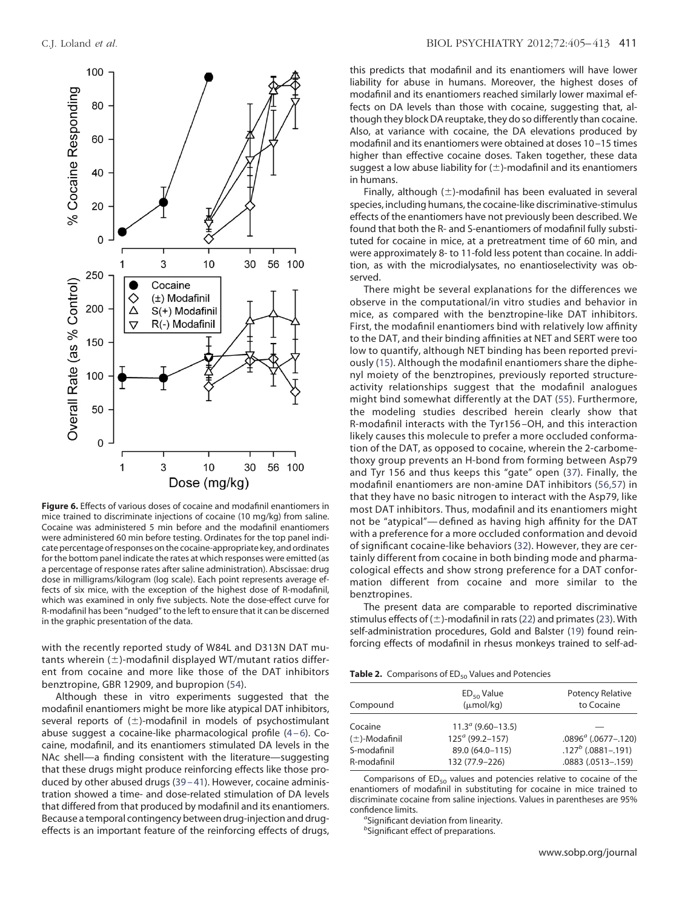**Figure 6.** Effects of various doses of cocaine and modafinil enantiomers in mice trained to discriminate injections of cocaine (10 mg/kg) from saline. Cocaine was administered 5 min before and the modafinil enantiomers were administered 60 min before testing. Ordinates for the top panel indicate percentage of responses on the cocaine-appropriate key, and ordinates for the bottom panel indicate the rates at which responses were emitted (as a percentage of response rates after saline administration). Abscissae: drug dose in milligrams/kilogram (log scale). Each point represents average effects of six mice, with the exception of the highest dose of R-modafinil, which was examined in only five subjects. Note the dose-effect curve for R-modafinil has been "nudged" to the left to ensure that it can be discerned in the graphic presentation of the data.

with the recently reported study of W84L and D313N DAT mutants wherein (±)-modafinil displayed WT/mutant ratios different from cocaine and more like those of the DAT inhibitors benztropine, GBR 12909, and bupropion (54).

Although these in vitro experiments suggested that the modafinil enantiomers might be more like atypical DAT inhibitors, several reports of (±)-modafinil in models of psychostimulant abuse suggest a cocaine-like pharmacological profile (4–6). Cocaine, modafinil, and its enantiomers stimulated DA levels in the NAc shell—a finding consistent with the literature—suggesting that these drugs might produce reinforcing effects like those produced by other abused drugs (39–41). However, cocaine administration showed a time- and dose-related stimulation of DA levels that differed from that produced by modafinil and its enantiomers. Because a temporal contingency between drug-injection and drug-effects is an important feature of the reinforcing effects of drugs, this predicts that modafinil and its enantiomers will have lower liability for abuse in humans. Moreover, the highest doses of modafinil and its enantiomers reached similarly lower maximal effects on DA levels than those with cocaine, suggesting that, although they block DA reuptake, they do so differently than cocaine. Also, at variance with cocaine, the DA elevations produced by modafinil and its enantiomers were obtained at doses 10–15 times higher than effective cocaine doses. Taken together, these data suggest a low abuse liability for (±)-modafinil and its enantiomers in humans.

Finally, although (±)-modafinil has been evaluated in several species, including humans, the cocaine-like discriminative-stimulus effects of the enantiomers have not previously been described. We found that both the R- and S-enantiomers of modafinil fully substituted for cocaine in mice, at a pretreatment time of 60 min, and were approximately 8- to 11-fold less potent than cocaine. In addition, as with the microdialysates, no enantioselectivity was observed.

There might be several explanations for the differences we observe in the computational/in vitro studies and behavior in mice, as compared with the benztropine-like DAT inhibitors. First, the modafinil enantiomers bind with relatively low affinity to the DAT, and their binding affinities at NET and SERT were too low to quantify, although NET binding has been reported previously (15). Although the modafinil enantiomers share the diphenyl moiety of the benztropines, previously reported structure-activity relationships suggest that the modafinil analogues might bind somewhat differently at the DAT (55). Furthermore, the modeling studies described herein clearly show that R-modafinil interacts with the Tyr156–OH, and this interaction likely causes this molecule to prefer a more occluded conformation of the DAT, as opposed to cocaine, wherein the 2-carbomethoxy group prevents an H-bond from forming between Asp79 and Tyr 156 and thus keeps this "gate" open (37). Finally, the modafinil enantiomers are non-amine DAT inhibitors (56,57) in that they have no basic nitrogen to interact with the Asp79, like most DAT inhibitors. Thus, modafinil and its enantiomers might not be "atypical"—defined as having high affinity for the DAT with a preference for a more occluded conformation and devoid of significant cocaine-like behaviors (32). However, they are certainly different from cocaine in both binding mode and pharmacological effects and show strong preference for a DAT conformation different from cocaine and more similar to the benztropines.

The present data are comparable to reported discriminative stimulus effects of (±)-modafinil in rats (22) and primates (23). With self-administration procedures, Gold and Balster (19) found reinforcing effects of modafinil in rhesus monkeys trained to self-ad-

**Table 2.** Comparisons of $ED_{50}$ Values and Potencies

| Compound | $ED_{50}$ Value (μmol/kg) | Potency Relative to Cocaine |
|---|---|---|
| Cocaine | 11.3[a] (9.60–13.5) | — |
| (±)-Modafinil | 125[a] (99.2–157) | .0896[a] (.0677–.120) |
| S-modafinil | 89.0 (64.0–115) | .127[b] (.0881–.191) |
| R-modafinil | 132 (77.9–226) | .0883 (.0513–.159) |

Comparisons of $ED_{50}$ values and potencies relative to cocaine of the enantiomers of modafinil in substituting for cocaine in mice trained to discriminate cocaine from saline injections. Values in parentheses are 95% confidence limits.

[a]Significant deviation from linearity.

[b]Significant effect of preparations.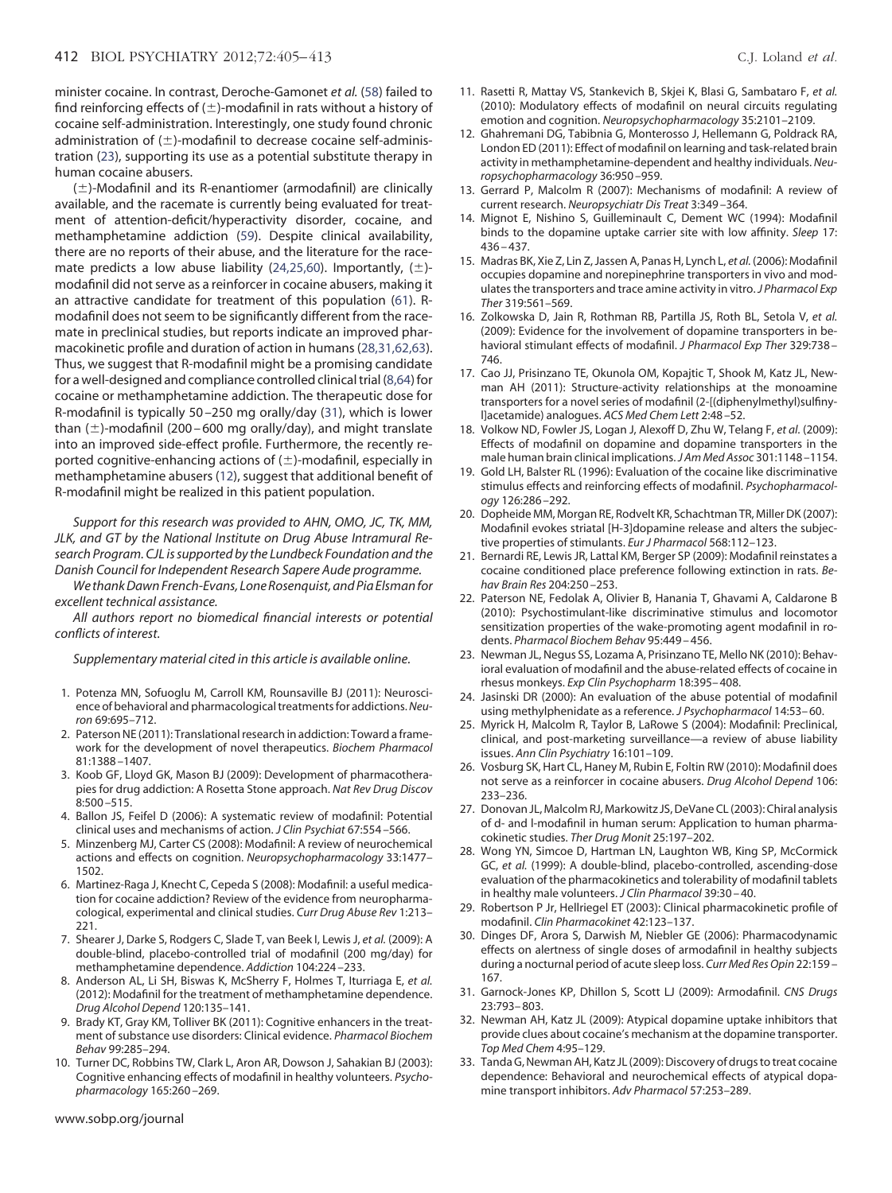minister cocaine. In contrast, Deroche-Gamonet *et al.* (58) failed to find reinforcing effects of (±)-modafinil in rats without a history of cocaine self-administration. Interestingly, one study found chronic administration of (±)-modafinil to decrease cocaine self-administration (23), supporting its use as a potential substitute therapy in human cocaine abusers.

(±)-Modafinil and its R-enantiomer (armodafinil) are clinically available, and the racemate is currently being evaluated for treatment of attention-deficit/hyperactivity disorder, cocaine, and methamphetamine addiction (59). Despite clinical availability, there are no reports of their abuse, and the literature for the racemate predicts a low abuse liability (24,25,60). Importantly, (±)-modafinil did not serve as a reinforcer in cocaine abusers, making it an attractive candidate for treatment of this population (61). R-modafinil does not seem to be significantly different from the racemate in preclinical studies, but reports indicate an improved pharmacokinetic profile and duration of action in humans (28,31,62,63). Thus, we suggest that R-modafinil might be a promising candidate for a well-designed and compliance controlled clinical trial (8,64) for cocaine or methamphetamine addiction. The therapeutic dose for R-modafinil is typically 50–250 mg orally/day (31), which is lower than (±)-modafinil (200–600 mg orally/day), and might translate into an improved side-effect profile. Furthermore, the recently reported cognitive-enhancing actions of (±)-modafinil, especially in methamphetamine abusers (12), suggest that additional benefit of R-modafinil might be realized in this patient population.

*Support for this research was provided to AHN, OMO, JC, TK, MM, JLK, and GT by the National Institute on Drug Abuse Intramural Research Program. CJL is supported by the Lundbeck Foundation and the Danish Council for Independent Research Sapere Aude programme.*

*We thank Dawn French-Evans, Lone Rosenquist, and Pia Elsman for excellent technical assistance.*

*All authors report no biomedical financial interests or potential conflicts of interest.*

*Supplementary material cited in this article is available online.*

1. Potenza MN, Sofuoglu M, Carroll KM, Rounsaville BJ (2011): Neuroscience of behavioral and pharmacological treatments for addictions. *Neuron* 69:695–712.
2. Paterson NE (2011): Translational research in addiction: Toward a framework for the development of novel therapeutics. *Biochem Pharmacol* 81:1388–1407.
3. Koob GF, Lloyd GK, Mason BJ (2009): Development of pharmacotherapies for drug addiction: A Rosetta Stone approach. *Nat Rev Drug Discov* 8:500–515.
4. Ballon JS, Feifel D (2006): A systematic review of modafinil: Potential clinical uses and mechanisms of action. *J Clin Psychiat* 67:554–566.
5. Minzenberg MJ, Carter CS (2008): Modafinil: A review of neurochemical actions and effects on cognition. *Neuropsychopharmacology* 33:1477–1502.
6. Martinez-Raga J, Knecht C, Cepeda S (2008): Modafinil: a useful medication for cocaine addiction? Review of the evidence from neuropharmacological, experimental and clinical studies. *Curr Drug Abuse Rev* 1:213–221.
7. Shearer J, Darke S, Rodgers C, Slade T, van Beek I, Lewis J, *et al.* (2009): A double-blind, placebo-controlled trial of modafinil (200 mg/day) for methamphetamine dependence. *Addiction* 104:224–233.
8. Anderson AL, Li SH, Biswas K, McSherry F, Holmes T, Iturriaga E, *et al.* (2012): Modafinil for the treatment of methamphetamine dependence. *Drug Alcohol Depend* 120:135–141.
9. Brady KT, Gray KM, Tolliver BK (2011): Cognitive enhancers in the treatment of substance use disorders: Clinical evidence. *Pharmacol Biochem Behav* 99:285–294.
10. Turner DC, Robbins TW, Clark L, Aron AR, Dowson J, Sahakian BJ (2003): Cognitive enhancing effects of modafinil in healthy volunteers. *Psychopharmacology* 165:260–269.
11. Rasetti R, Mattay VS, Stankevich B, Skjei K, Blasi G, Sambataro F, *et al.* (2010): Modulatory effects of modafinil on neural circuits regulating emotion and cognition. *Neuropsychopharmacology* 35:2101–2109.
12. Ghahremani DG, Tabibnia G, Monterosso J, Hellemann G, Poldrack RA, London ED (2011): Effect of modafinil on learning and task-related brain activity in methamphetamine-dependent and healthy individuals. *Neuropsychopharmacology* 36:950–959.
13. Gerrard P, Malcolm R (2007): Mechanisms of modafinil: A review of current research. *Neuropsychiatr Dis Treat* 3:349–364.
14. Mignot E, Nishino S, Guilleminault C, Dement WC (1994): Modafinil binds to the dopamine uptake carrier site with low affinity. *Sleep* 17: 436–437.
15. Madras BK, Xie Z, Lin Z, Jassen A, Panas H, Lynch L, *et al.* (2006): Modafinil occupies dopamine and norepinephrine transporters in vivo and modulates the transporters and trace amine activity in vitro. *J Pharmacol Exp Ther* 319:561–569.
16. Zolkowska D, Jain R, Rothman RB, Partilla JS, Roth BL, Setola V, *et al.* (2009): Evidence for the involvement of dopamine transporters in behavioral stimulant effects of modafinil. *J Pharmacol Exp Ther* 329:738–746.
17. Cao JJ, Prisinzano TE, Okunola OM, Kopajtic T, Shook M, Katz JL, Newman AH (2011): Structure-activity relationships at the monoamine transporters for a novel series of modafinil (2-[(diphenylmethyl)sulfinyl]acetamide) analogues. *ACS Med Chem Lett* 2:48–52.
18. Volkow ND, Fowler JS, Logan J, Alexoff D, Zhu W, Telang F, *et al.* (2009): Effects of modafinil on dopamine and dopamine transporters in the male human brain clinical implications. *J Am Med Assoc* 301:1148–1154.
19. Gold LH, Balster RL (1996): Evaluation of the cocaine like discriminative stimulus effects and reinforcing effects of modafinil. *Psychopharmacology* 126:286–292.
20. Dopheide MM, Morgan RE, Rodvelt KR, Schachtman TR, Miller DK (2007): Modafinil evokes striatal [H-3]dopamine release and alters the subjective properties of stimulants. *Eur J Pharmacol* 568:112–123.
21. Bernardi RE, Lewis JR, Lattal KM, Berger SP (2009): Modafinil reinstates a cocaine conditioned place preference following extinction in rats. *Behav Brain Res* 204:250–253.
22. Paterson NE, Fedolak A, Olivier B, Hanania T, Ghavami A, Caldarone B (2010): Psychostimulant-like discriminative stimulus and locomotor sensitization properties of the wake-promoting agent modafinil in rodents. *Pharmacol Biochem Behav* 95:449–456.
23. Newman JL, Negus SS, Lozama A, Prisinzano TE, Mello NK (2010): Behavioral evaluation of modafinil and the abuse-related effects of cocaine in rhesus monkeys. *Exp Clin Psychopharm* 18:395–408.
24. Jasinski DR (2000): An evaluation of the abuse potential of modafinil using methylphenidate as a reference. *J Psychopharmacol* 14:53–60.
25. Myrick H, Malcolm R, Taylor B, LaRowe S (2004): Modafinil: Preclinical, clinical, and post-marketing surveillance—a review of abuse liability issues. *Ann Clin Psychiatry* 16:101–109.
26. Vosburg SK, Hart CL, Haney M, Rubin E, Foltin RW (2010): Modafinil does not serve as a reinforcer in cocaine abusers. *Drug Alcohol Depend* 106: 233–236.
27. Donovan JL, Malcolm RJ, Markowitz JS, DeVane CL (2003): Chiral analysis of d- and l-modafinil in human serum: Application to human pharmacokinetic studies. *Ther Drug Monit* 25:197–202.
28. Wong YN, Simcoe D, Hartman LN, Laughton WB, King SP, McCormick GC, *et al.* (1999): A double-blind, placebo-controlled, ascending-dose evaluation of the pharmacokinetics and tolerability of modafinil tablets in healthy male volunteers. *J Clin Pharmacol* 39:30–40.
29. Robertson P Jr, Hellriegel ET (2003): Clinical pharmacokinetic profile of modafinil. *Clin Pharmacokinet* 42:123–137.
30. Dinges DF, Arora S, Darwish M, Niebler GE (2006): Pharmacodynamic effects on alertness of single doses of armodafinil in healthy subjects during a nocturnal period of acute sleep loss. *Curr Med Res Opin* 22:159–167.
31. Garnock-Jones KP, Dhillon S, Scott LJ (2009): Armodafinil. *CNS Drugs* 23:793–803.
32. Newman AH, Katz JL (2009): Atypical dopamine uptake inhibitors that provide clues about cocaine's mechanism at the dopamine transporter. *Top Med Chem* 4:95–129.
33. Tanda G, Newman AH, Katz JL (2009): Discovery of drugs to treat cocaine dependence: Behavioral and neurochemical effects of atypical dopamine transport inhibitors. *Adv Pharmacol* 57:253–289.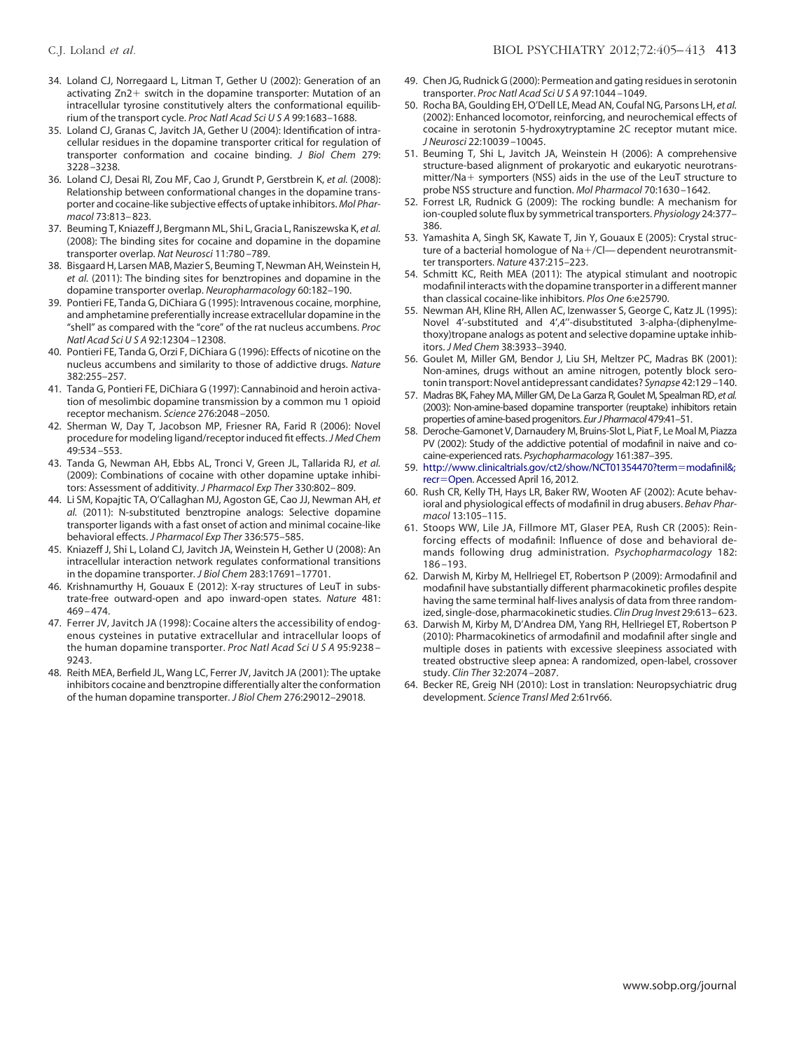34. Loland CJ, Norregaard L, Litman T, Gether U (2002): Generation of an activating Zn2+ switch in the dopamine transporter: Mutation of an intracellular tyrosine constitutively alters the conformational equilibrium of the transport cycle. *Proc Natl Acad Sci U S A* 99:1683–1688.
35. Loland CJ, Granas C, Javitch JA, Gether U (2004): Identification of intracellular residues in the dopamine transporter critical for regulation of transporter conformation and cocaine binding. *J Biol Chem* 279: 3228–3238.
36. Loland CJ, Desai RI, Zou MF, Cao J, Grundt P, Gerstbrein K, *et al.* (2008): Relationship between conformational changes in the dopamine transporter and cocaine-like subjective effects of uptake inhibitors. *Mol Pharmacol* 73:813–823.
37. Beuming T, Kniazeff J, Bergmann ML, Shi L, Gracia L, Raniszewska K, *et al.* (2008): The binding sites for cocaine and dopamine in the dopamine transporter overlap. *Nat Neurosci* 11:780–789.
38. Bisgaard H, Larsen MAB, Mazier S, Beuming T, Newman AH, Weinstein H, *et al.* (2011): The binding sites for benztropines and dopamine in the dopamine transporter overlap. *Neuropharmacology* 60:182–190.
39. Pontieri FE, Tanda G, DiChiara G (1995): Intravenous cocaine, morphine, and amphetamine preferentially increase extracellular dopamine in the "shell" as compared with the "core" of the rat nucleus accumbens. *Proc Natl Acad Sci U S A* 92:12304–12308.
40. Pontieri FE, Tanda G, Orzi F, DiChiara G (1996): Effects of nicotine on the nucleus accumbens and similarity to those of addictive drugs. *Nature* 382:255–257.
41. Tanda G, Pontieri FE, DiChiara G (1997): Cannabinoid and heroin activation of mesolimbic dopamine transmission by a common mu 1 opioid receptor mechanism. *Science* 276:2048–2050.
42. Sherman W, Day T, Jacobson MP, Friesner RA, Farid R (2006): Novel procedure for modeling ligand/receptor induced fit effects. *J Med Chem* 49:534–553.
43. Tanda G, Newman AH, Ebbs AL, Tronci V, Green JL, Tallarida RJ, *et al.* (2009): Combinations of cocaine with other dopamine uptake inhibitors: Assessment of additivity. *J Pharmacol Exp Ther* 330:802–809.
44. Li SM, Kopajtic TA, O'Callaghan MJ, Agoston GE, Cao JJ, Newman AH, *et al.* (2011): N-substituted benztropine analogs: Selective dopamine transporter ligands with a fast onset of action and minimal cocaine-like behavioral effects. *J Pharmacol Exp Ther* 336:575–585.
45. Kniazeff J, Shi L, Loland CJ, Javitch JA, Weinstein H, Gether U (2008): An intracellular interaction network regulates conformational transitions in the dopamine transporter. *J Biol Chem* 283:17691–17701.
46. Krishnamurthy H, Gouaux E (2012): X-ray structures of LeuT in substrate-free outward-open and apo inward-open states. *Nature* 481: 469–474.
47. Ferrer JV, Javitch JA (1998): Cocaine alters the accessibility of endogenous cysteines in putative extracellular and intracellular loops of the human dopamine transporter. *Proc Natl Acad Sci U S A* 95:9238–9243.
48. Reith MEA, Berfield JL, Wang LC, Ferrer JV, Javitch JA (2001): The uptake inhibitors cocaine and benztropine differentially alter the conformation of the human dopamine transporter. *J Biol Chem* 276:29012–29018.
49. Chen JG, Rudnick G (2000): Permeation and gating residues in serotonin transporter. *Proc Natl Acad Sci U S A* 97:1044–1049.
50. Rocha BA, Goulding EH, O'Dell LE, Mead AN, Coufal NG, Parsons LH, *et al.* (2002): Enhanced locomotor, reinforcing, and neurochemical effects of cocaine in serotonin 5-hydroxytryptamine 2C receptor mutant mice. *J Neurosci* 22:10039–10045.
51. Beuming T, Shi L, Javitch JA, Weinstein H (2006): A comprehensive structure-based alignment of prokaryotic and eukaryotic neurotransmitter/Na+ symporters (NSS) aids in the use of the LeuT structure to probe NSS structure and function. *Mol Pharmacol* 70:1630–1642.
52. Forrest LR, Rudnick G (2009): The rocking bundle: A mechanism for ion-coupled solute flux by symmetrical transporters. *Physiology* 24:377–386.
53. Yamashita A, Singh SK, Kawate T, Jin Y, Gouaux E (2005): Crystal structure of a bacterial homologue of Na+/Cl— dependent neurotransmitter transporters. *Nature* 437:215–223.
54. Schmitt KC, Reith MEA (2011): The atypical stimulant and nootropic modafinil interacts with the dopamine transporter in a different manner than classical cocaine-like inhibitors. *Plos One* 6:e25790.
55. Newman AH, Kline RH, Allen AC, Izenwasser S, George C, Katz JL (1995): Novel 4′-substituted and 4′,4′′-disubstituted 3-alpha-(diphenylmethoxy)tropane analogs as potent and selective dopamine uptake inhibitors. *J Med Chem* 38:3933–3940.
56. Goulet M, Miller GM, Bendor J, Liu SH, Meltzer PC, Madras BK (2001): Non-amines, drugs without an amine nitrogen, potently block serotonin transport: Novel antidepressant candidates? *Synapse* 42:129–140.
57. Madras BK, Fahey MA, Miller GM, De La Garza R, Goulet M, Spealman RD, *et al.* (2003): Non-amine-based dopamine transporter (reuptake) inhibitors retain properties of amine-based progenitors. *Eur J Pharmacol* 479:41–51.
58. Deroche-Gamonet V, Darnaudery M, Bruins-Slot L, Piat F, Le Moal M, Piazza PV (2002): Study of the addictive potential of modafinil in naive and cocaine-experienced rats. *Psychopharmacology* 161:387–395.
59. http://www.clinicaltrials.gov/ct2/show/NCT01354470?term=modafinil&;recr=Open. Accessed April 16, 2012.
60. Rush CR, Kelly TH, Hays LR, Baker RW, Wooten AF (2002): Acute behavioral and physiological effects of modafinil in drug abusers. *Behav Pharmacol* 13:105–115.
61. Stoops WW, Lile JA, Fillmore MT, Glaser PEA, Rush CR (2005): Reinforcing effects of modafinil: Influence of dose and behavioral demands following drug administration. *Psychopharmacology* 182: 186–193.
62. Darwish M, Kirby M, Hellriegel ET, Robertson P (2009): Armodafinil and modafinil have substantially different pharmacokinetic profiles despite having the same terminal half-lives analysis of data from three randomized, single-dose, pharmacokinetic studies. *Clin Drug Invest* 29:613–623.
63. Darwish M, Kirby M, D'Andrea DM, Yang RH, Hellriegel ET, Robertson P (2010): Pharmacokinetics of armodafinil and modafinil after single and multiple doses in patients with excessive sleepiness associated with treated obstructive sleep apnea: A randomized, open-label, crossover study. *Clin Ther* 32:2074–2087.
64. Becker RE, Greig NH (2010): Lost in translation: Neuropsychiatric drug development. *Science Transl Med* 2:61rv66.